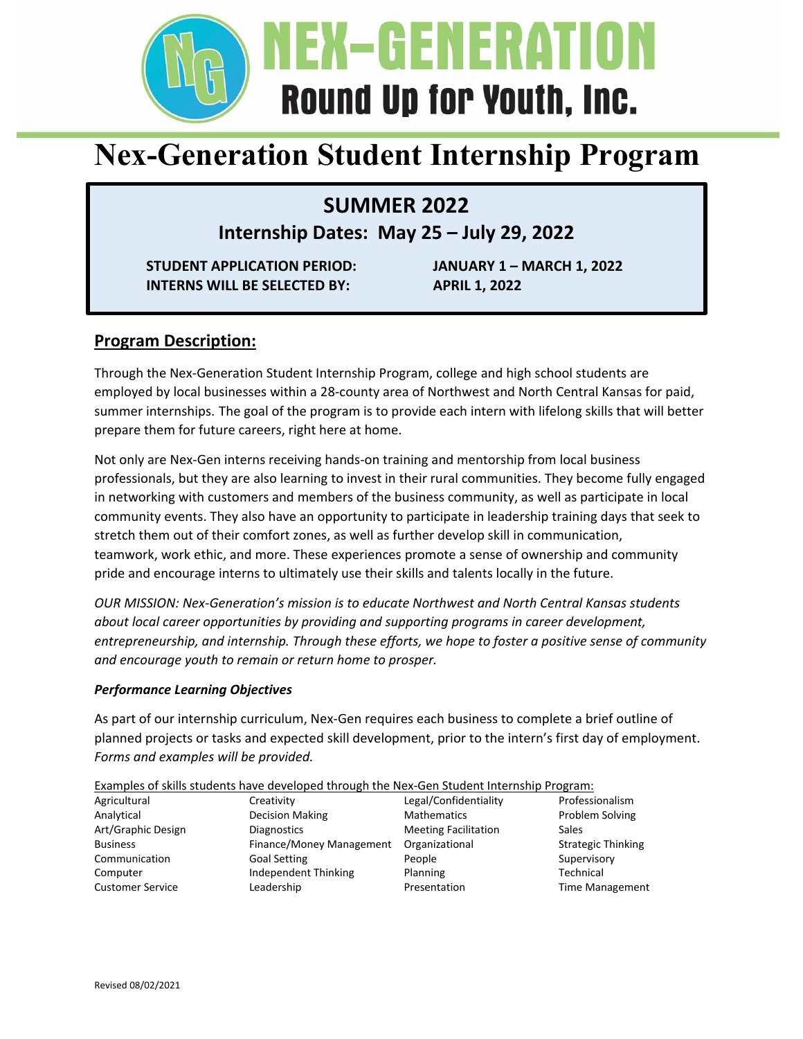# NEX-GENERATION
## Round Up for Youth, Inc.

# Nex-Generation Student Internship Program

## SUMMER 2022

### Internship Dates: May 25 – July 29, 2022

**STUDENT APPLICATION PERIOD:** **JANUARY 1 – MARCH 1, 2022**
**INTERNS WILL BE SELECTED BY:** **APRIL 1, 2022**

## Program Description:

Through the Nex-Generation Student Internship Program, college and high school students are employed by local businesses within a 28-county area of Northwest and North Central Kansas for paid, summer internships. The goal of the program is to provide each intern with lifelong skills that will better prepare them for future careers, right here at home.

Not only are Nex-Gen interns receiving hands-on training and mentorship from local business professionals, but they are also learning to invest in their rural communities. They become fully engaged in networking with customers and members of the business community, as well as participate in local community events. They also have an opportunity to participate in leadership training days that seek to stretch them out of their comfort zones, as well as further develop skill in communication, teamwork, work ethic, and more. These experiences promote a sense of ownership and community pride and encourage interns to ultimately use their skills and talents locally in the future.

*OUR MISSION: Nex-Generation's mission is to educate Northwest and North Central Kansas students about local career opportunities by providing and supporting programs in career development, entrepreneurship, and internship. Through these efforts, we hope to foster a positive sense of community and encourage youth to remain or return home to prosper.*

***Performance Learning Objectives***

As part of our internship curriculum, Nex-Gen requires each business to complete a brief outline of planned projects or tasks and expected skill development, prior to the intern's first day of employment. *Forms and examples will be provided.*

Examples of skills students have developed through the Nex-Gen Student Internship Program:

| | | | |
|---|---|---|---|
| Agricultural | Creativity | Legal/Confidentiality | Professionalism |
| Analytical | Decision Making | Mathematics | Problem Solving |
| Art/Graphic Design | Diagnostics | Meeting Facilitation | Sales |
| Business | Finance/Money Management | Organizational | Strategic Thinking |
| Communication | Goal Setting | People | Supervisory |
| Computer | Independent Thinking | Planning | Technical |
| Customer Service | Leadership | Presentation | Time Management |

Revised 08/02/2021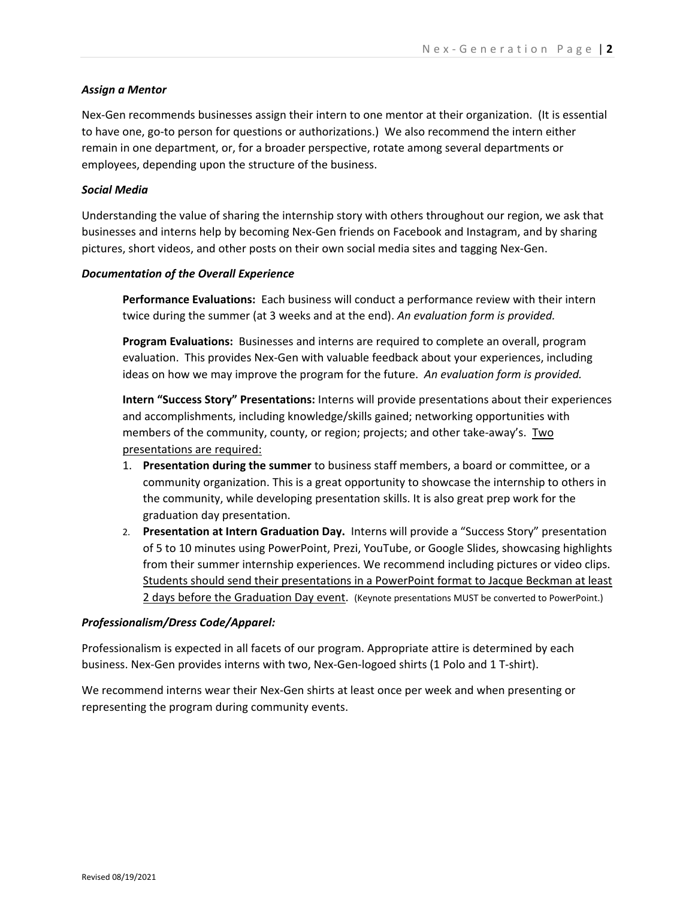### *Assign a Mentor*

Nex-Gen recommends businesses assign their intern to one mentor at their organization. (It is essential to have one, go-to person for questions or authorizations.) We also recommend the intern either remain in one department, or, for a broader perspective, rotate among several departments or employees, depending upon the structure of the business.

### *Social Media*

Understanding the value of sharing the internship story with others throughout our region, we ask that businesses and interns help by becoming Nex-Gen friends on Facebook and Instagram, and by sharing pictures, short videos, and other posts on their own social media sites and tagging Nex-Gen.

### *Documentation of the Overall Experience*

**Performance Evaluations:** Each business will conduct a performance review with their intern twice during the summer (at 3 weeks and at the end). *An evaluation form is provided.*

**Program Evaluations:** Businesses and interns are required to complete an overall, program evaluation. This provides Nex-Gen with valuable feedback about your experiences, including ideas on how we may improve the program for the future. *An evaluation form is provided.*

**Intern "Success Story" Presentations:** Interns will provide presentations about their experiences and accomplishments, including knowledge/skills gained; networking opportunities with members of the community, county, or region; projects; and other take-away's. <u>Two presentations are required:</u>

1. **Presentation during the summer** to business staff members, a board or committee, or a community organization. This is a great opportunity to showcase the internship to others in the community, while developing presentation skills. It is also great prep work for the graduation day presentation.
2. **Presentation at Intern Graduation Day.** Interns will provide a "Success Story" presentation of 5 to 10 minutes using PowerPoint, Prezi, YouTube, or Google Slides, showcasing highlights from their summer internship experiences. We recommend including pictures or video clips. <u>Students should send their presentations in a PowerPoint format to Jacque Beckman at least 2 days before the Graduation Day event</u>. (Keynote presentations MUST be converted to PowerPoint.)

### *Professionalism/Dress Code/Apparel:*

Professionalism is expected in all facets of our program. Appropriate attire is determined by each business. Nex-Gen provides interns with two, Nex-Gen-logoed shirts (1 Polo and 1 T-shirt).

We recommend interns wear their Nex-Gen shirts at least once per week and when presenting or representing the program during community events.

Revised 08/19/2021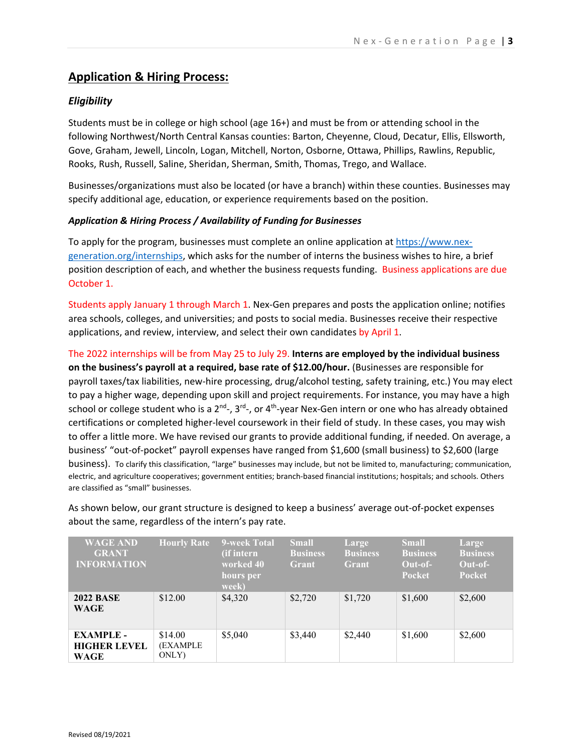## Application & Hiring Process:

### *Eligibility*

Students must be in college or high school (age 16+) and must be from or attending school in the following Northwest/North Central Kansas counties: Barton, Cheyenne, Cloud, Decatur, Ellis, Ellsworth, Gove, Graham, Jewell, Lincoln, Logan, Mitchell, Norton, Osborne, Ottawa, Phillips, Rawlins, Republic, Rooks, Rush, Russell, Saline, Sheridan, Sherman, Smith, Thomas, Trego, and Wallace.

Businesses/organizations must also be located (or have a branch) within these counties. Businesses may specify additional age, education, or experience requirements based on the position.

### *Application & Hiring Process / Availability of Funding for Businesses*

To apply for the program, businesses must complete an online application at https://www.nex-generation.org/internships, which asks for the number of interns the business wishes to hire, a brief position description of each, and whether the business requests funding. Business applications are due October 1.

Students apply January 1 through March 1. Nex-Gen prepares and posts the application online; notifies area schools, colleges, and universities; and posts to social media. Businesses receive their respective applications, and review, interview, and select their own candidates by April 1.

The 2022 internships will be from May 25 to July 29. **Interns are employed by the individual business on the business's payroll at a required, base rate of $12.00/hour.** (Businesses are responsible for payroll taxes/tax liabilities, new-hire processing, drug/alcohol testing, safety training, etc.) You may elect to pay a higher wage, depending upon skill and project requirements. For instance, you may have a high school or college student who is a 2nd-, 3rd-, or 4th-year Nex-Gen intern or one who has already obtained certifications or completed higher-level coursework in their field of study. In these cases, you may wish to offer a little more. We have revised our grants to provide additional funding, if needed. On average, a business' "out-of-pocket" payroll expenses have ranged from $1,600 (small business) to $2,600 (large business). To clarify this classification, "large" businesses may include, but not be limited to, manufacturing; communication, electric, and agriculture cooperatives; government entities; branch-based financial institutions; hospitals; and schools. Others are classified as "small" businesses.

As shown below, our grant structure is designed to keep a business' average out-of-pocket expenses about the same, regardless of the intern's pay rate.

| WAGE AND GRANT INFORMATION | Hourly Rate | 9-week Total (if intern worked 40 hours per week) | Small Business Grant | Large Business Grant | Small Business Out-of-Pocket | Large Business Out-of-Pocket |
|---|---|---|---|---|---|---|
| **2022 BASE WAGE** | $12.00 | $4,320 | $2,720 | $1,720 | $1,600 | $2,600 |
| **EXAMPLE - HIGHER LEVEL WAGE** | $14.00 (EXAMPLE ONLY) | $5,040 | $3,440 | $2,440 | $1,600 | $2,600 |

Revised 08/19/2021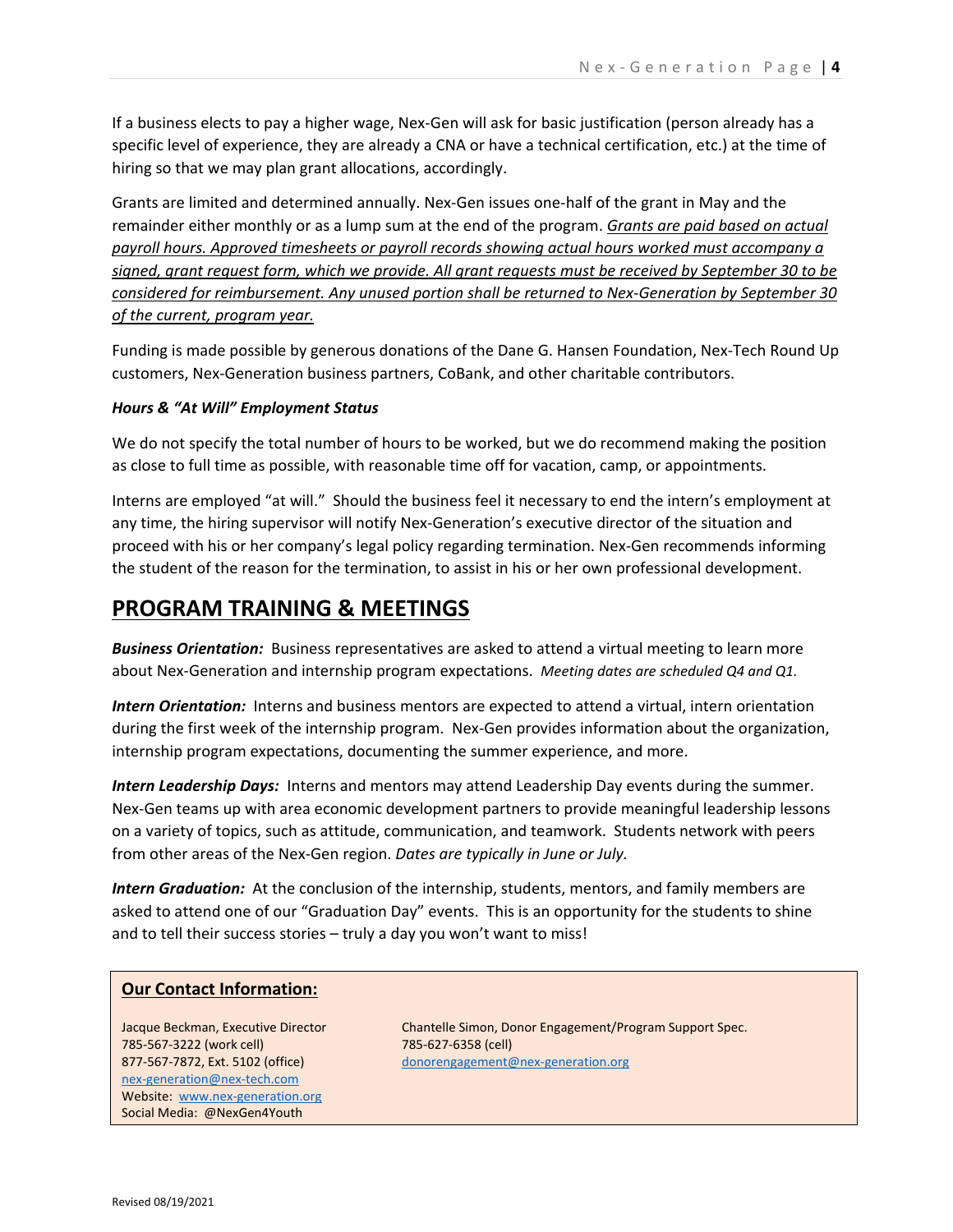If a business elects to pay a higher wage, Nex-Gen will ask for basic justification (person already has a specific level of experience, they are already a CNA or have a technical certification, etc.) at the time of hiring so that we may plan grant allocations, accordingly.

Grants are limited and determined annually. Nex-Gen issues one-half of the grant in May and the remainder either monthly or as a lump sum at the end of the program. *Grants are paid based on actual payroll hours. Approved timesheets or payroll records showing actual hours worked must accompany a signed, grant request form, which we provide. All grant requests must be received by September 30 to be considered for reimbursement. Any unused portion shall be returned to Nex-Generation by September 30 of the current, program year.*

Funding is made possible by generous donations of the Dane G. Hansen Foundation, Nex-Tech Round Up customers, Nex-Generation business partners, CoBank, and other charitable contributors.

***Hours & "At Will" Employment Status***

We do not specify the total number of hours to be worked, but we do recommend making the position as close to full time as possible, with reasonable time off for vacation, camp, or appointments.

Interns are employed "at will." Should the business feel it necessary to end the intern's employment at any time, the hiring supervisor will notify Nex-Generation's executive director of the situation and proceed with his or her company's legal policy regarding termination. Nex-Gen recommends informing the student of the reason for the termination, to assist in his or her own professional development.

## PROGRAM TRAINING & MEETINGS

***Business Orientation:*** Business representatives are asked to attend a virtual meeting to learn more about Nex-Generation and internship program expectations. *Meeting dates are scheduled Q4 and Q1.*

***Intern Orientation:*** Interns and business mentors are expected to attend a virtual, intern orientation during the first week of the internship program. Nex-Gen provides information about the organization, internship program expectations, documenting the summer experience, and more.

***Intern Leadership Days:*** Interns and mentors may attend Leadership Day events during the summer. Nex-Gen teams up with area economic development partners to provide meaningful leadership lessons on a variety of topics, such as attitude, communication, and teamwork. Students network with peers from other areas of the Nex-Gen region. *Dates are typically in June or July.*

***Intern Graduation:*** At the conclusion of the internship, students, mentors, and family members are asked to attend one of our "Graduation Day" events. This is an opportunity for the students to shine and to tell their success stories – truly a day you won't want to miss!

**Our Contact Information:**

Jacque Beckman, Executive Director
785-567-3222 (work cell)
877-567-7872, Ext. 5102 (office)
nex-generation@nex-tech.com
Website: www.nex-generation.org
Social Media: @NexGen4Youth

Chantelle Simon, Donor Engagement/Program Support Spec.
785-627-6358 (cell)
donorengagement@nex-generation.org

Revised 08/19/2021